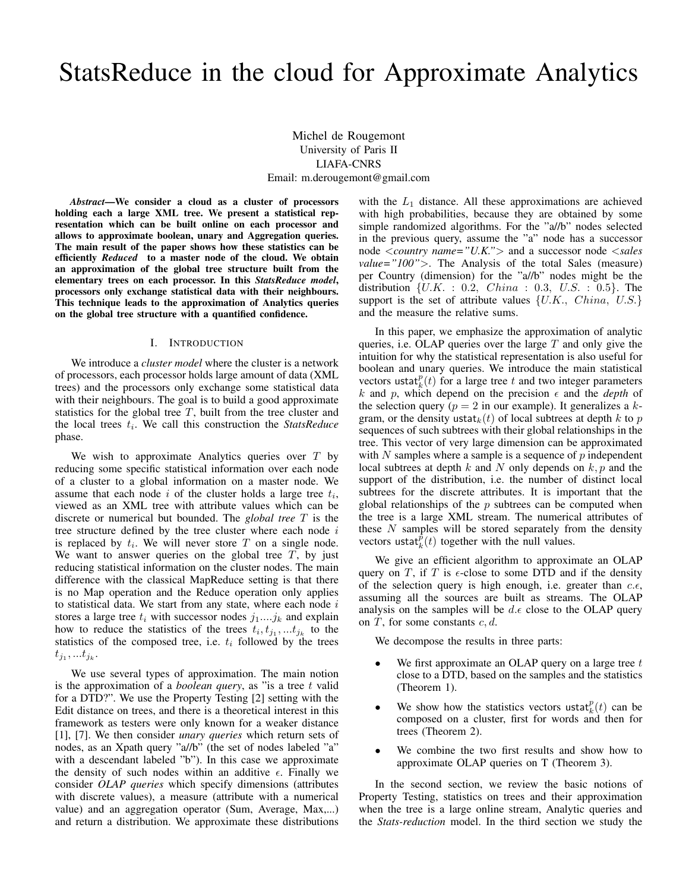# StatsReduce in the cloud for Approximate Analytics

Michel de Rougemont
University of Paris II
LIAFA-CNRS
Email: m.derougemont@gmail.com

***Abstract*—We consider a cloud as a cluster of processors holding each a large XML tree. We present a statistical representation which can be built online on each processor and allows to approximate boolean, unary and Aggregation queries. The main result of the paper shows how these statistics can be efficiently *Reduced* to a master node of the cloud. We obtain an approximation of the global tree structure built from the elementary trees on each processor. In this *StatsReduce model*, processors only exchange statistical data with their neighbours. This technique leads to the approximation of Analytics queries on the global tree structure with a quantified confidence.**

## I. INTRODUCTION

We introduce a *cluster model* where the cluster is a network of processors, each processor holds large amount of data (XML trees) and the processors only exchange some statistical data with their neighbours. The goal is to build a good approximate statistics for the global tree $T$, built from the tree cluster and the local trees $t_i$. We call this construction the *StatsReduce* phase.

We wish to approximate Analytics queries over $T$ by reducing some specific statistical information over each node of a cluster to a global information on a master node. We assume that each node $i$ of the cluster holds a large tree $t_i$, viewed as an XML tree with attribute values which can be discrete or numerical but bounded. The *global tree* $T$ is the tree structure defined by the tree cluster where each node $i$ is replaced by $t_i$. We will never store $T$ on a single node. We want to answer queries on the global tree $T$, by just reducing statistical information on the cluster nodes. The main difference with the classical MapReduce setting is that there is no Map operation and the Reduce operation only applies to statistical data. We start from any state, where each node $i$ stores a large tree $t_i$ with successor nodes $j_1....j_k$ and explain how to reduce the statistics of the trees $t_i, t_{j_1}, ...t_{j_k}$ to the statistics of the composed tree, i.e. $t_i$ followed by the trees $t_{j_1}, ...t_{j_k}$.

We use several types of approximation. The main notion is the approximation of a *boolean query*, as "is a tree $t$ valid for a DTD?". We use the Property Testing [2] setting with the Edit distance on trees, and there is a theoretical interest in this framework as testers were only known for a weaker distance [1], [7]. We then consider *unary queries* which return sets of nodes, as an Xpath query "a//b" (the set of nodes labeled "a" with a descendant labeled "b"). In this case we approximate the density of such nodes within an additive $\epsilon$. Finally we consider *OLAP queries* which specify dimensions (attributes with discrete values), a measure (attribute with a numerical value) and an aggregation operator (Sum, Average, Max,...) and return a distribution. We approximate these distributions with the $L_1$ distance. All these approximations are achieved with high probabilities, because they are obtained by some simple randomized algorithms. For the "a//b" nodes selected in the previous query, assume the "a" node has a successor node <*country name="U.K."*> and a successor node <*sales value="100"*>. The Analysis of the total Sales (measure) per Country (dimension) for the "a//b" nodes might be the distribution $\{U.K. : 0.2,\ China : 0.3,\ U.S. : 0.5\}$. The support is the set of attribute values $\{U.K.,\ China,\ U.S.\}$ and the measure the relative sums.

In this paper, we emphasize the approximation of analytic queries, i.e. OLAP queries over the large $T$ and only give the intuition for why the statistical representation is also useful for boolean and unary queries. We introduce the main statistical vectors $\mathsf{ustat}_k^p(t)$ for a large tree $t$ and two integer parameters $k$ and $p$, which depend on the precision $\epsilon$ and the *depth* of the selection query ($p = 2$ in our example). It generalizes a $k$-gram, or the density $\mathsf{ustat}_k(t)$ of local subtrees at depth $k$ to $p$ sequences of such subtrees with their global relationships in the tree. This vector of very large dimension can be approximated with $N$ samples where a sample is a sequence of $p$ independent local subtrees at depth $k$ and $N$ only depends on $k, p$ and the support of the distribution, i.e. the number of distinct local subtrees for the discrete attributes. It is important that the global relationships of the $p$ subtrees can be computed when the tree is a large XML stream. The numerical attributes of these $N$ samples will be stored separately from the density vectors $\mathsf{ustat}_k^p(t)$ together with the null values.

We give an efficient algorithm to approximate an OLAP query on $T$, if $T$ is $\epsilon$-close to some DTD and if the density of the selection query is high enough, i.e. greater than $c.\epsilon$, assuming all the sources are built as streams. The OLAP analysis on the samples will be $d.\epsilon$ close to the OLAP query on $T$, for some constants $c, d$.

We decompose the results in three parts:

- We first approximate an OLAP query on a large tree $t$ close to a DTD, based on the samples and the statistics (Theorem 1).
- We show how the statistics vectors $\mathsf{ustat}_k^p(t)$ can be composed on a cluster, first for words and then for trees (Theorem 2).
- We combine the two first results and show how to approximate OLAP queries on T (Theorem 3).

In the second section, we review the basic notions of Property Testing, statistics on trees and their approximation when the tree is a large online stream, Analytic queries and the *Stats-reduction* model. In the third section we study the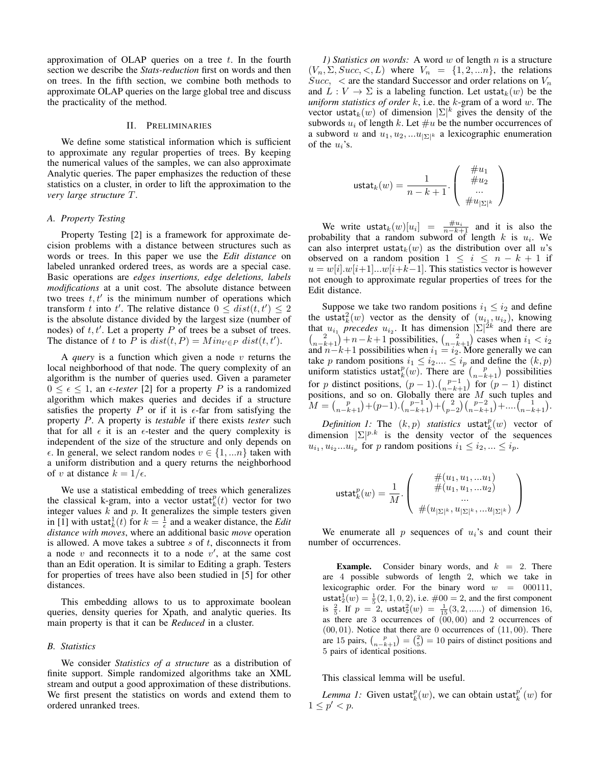approximation of OLAP queries on a tree $t$. In the fourth section we describe the *Stats-reduction* first on words and then on trees. In the fifth section, we combine both methods to approximate OLAP queries on the large global tree and discuss the practicality of the method.

## II. Preliminaries

We define some statistical information which is sufficient to approximate any regular properties of trees. By keeping the numerical values of the samples, we can also approximate Analytic queries. The paper emphasizes the reduction of these statistics on a cluster, in order to lift the approximation to the *very large structure* $T$.

### A. Property Testing

Property Testing [2] is a framework for approximate decision problems with a distance between structures such as words or trees. In this paper we use the *Edit distance* on labeled unranked ordered trees, as words are a special case. Basic operations are *edges insertions, edge deletions, labels modifications* at a unit cost. The absolute distance between two trees $t, t'$ is the minimum number of operations which transform $t$ into $t'$. The relative distance $0 \leq dist(t, t') \leq 2$ is the absolute distance divided by the largest size (number of nodes) of $t, t'$. Let a property $P$ of trees be a subset of trees. The distance of $t$ to $P$ is $dist(t, P) = Min_{t' \in P}\ dist(t, t')$.

A *query* is a function which given a node $v$ returns the local neighborhood of that node. The query complexity of an algorithm is the number of queries used. Given a parameter $0 \leq \epsilon \leq 1$, an *$\epsilon$-tester* [2] for a property $P$ is a randomized algorithm which makes queries and decides if a structure satisfies the property $P$ or if it is $\epsilon$-far from satisfying the property $P$. A property is *testable* if there exists *tester* such that for all $\epsilon$ it is an $\epsilon$-tester and the query complexity is independent of the size of the structure and only depends on $\epsilon$. In general, we select random nodes $v \in \{1, ...n\}$ taken with a uniform distribution and a query returns the neighborhood of $v$ at distance $k = 1/\epsilon$.

We use a statistical embedding of trees which generalizes the classical k-gram, into a vector $\mathsf{ustat}_k^p(t)$ vector for two integer values $k$ and $p$. It generalizes the simple testers given in [1] with $\mathsf{ustat}_k^1(t)$ for $k = \frac{1}{\epsilon}$ and a weaker distance, the *Edit distance with moves*, where an additional basic *move* operation is allowed. A move takes a subtree $s$ of $t$, disconnects it from a node $v$ and reconnects it to a node $v'$, at the same cost than an Edit operation. It is similar to Editing a graph. Testers for properties of trees have also been studied in [5] for other distances.

This embedding allows to us to approximate boolean queries, density queries for Xpath, and analytic queries. Its main property is that it can be *Reduced* in a cluster.

### B. Statistics

We consider *Statistics of a structure* as a distribution of finite support. Simple randomized algorithms take an XML stream and output a good approximation of these distributions. We first present the statistics on words and extend them to ordered unranked trees.

*1) Statistics on words:* A word $w$ of length $n$ is a structure $(V_n, \Sigma, Succ, <, L)$ where $V_n = \{1, 2, ...n\}$, the relations $Succ$, $<$ are the standard Successor and order relations on $V_n$ and $L : V \to \Sigma$ is a labeling function. Let $\mathsf{ustat}_k(w)$ be the *uniform statistics of order* $k$, i.e. the $k$-gram of a word $w$. The vector $\mathsf{ustat}_k(w)$ of dimension $|\Sigma|^k$ gives the density of the subwords $u_i$ of length $k$. Let $\#u$ be the number occurrences of a subword $u$ and $u_1, u_2, ...u_{|\Sigma|^k}$ a lexicographic enumeration of the $u_i$'s.

$$\mathsf{ustat}_k(w) = \frac{1}{n-k+1} . \begin{pmatrix} \#u_1 \\ \#u_2 \\ ... \\ \#u_{|\Sigma|^k} \end{pmatrix}$$

We write $\mathsf{ustat}_k(w)[u_i] = \frac{\#u_i}{n-k+1}$ and it is also the probability that a random subword of length $k$ is $u_i$. We can also interpret $\mathsf{ustat}_k(w)$ as the distribution over all $u$'s observed on a random position $1 \leq i \leq n-k+1$ if $u = w[i].w[i{+}1]...w[i{+}k{-}1]$. This statistics vector is however not enough to approximate regular properties of trees for the Edit distance.

Suppose we take two random positions $i_1 \leq i_2$ and define the $\mathsf{ustat}_k^2(w)$ vector as the density of $(u_{i_1}, u_{i_2})$, knowing that $u_{i_1}$ *precedes* $u_{i_2}$. It has dimension $|\Sigma|^{2k}$ and there are $\binom{2}{n-k+1} + n-k+1$ possibilities, $\binom{2}{n-k+1}$ cases when $i_1 < i_2$ and $n{-}k{+}1$ possibilities when $i_1 = i_2$. More generally we can take $p$ random positions $i_1 \leq i_2.... \leq i_p$ and define the $(k, p)$ uniform statistics $\mathsf{ustat}_k^p(w)$. There are $\binom{p}{n-k+1}$ possibilities for $p$ distinct positions, $(p-1).\binom{p-1}{n-k+1}$ for $(p-1)$ distinct positions, and so on. Globally there are $M$ such tuples and $M = \binom{p}{n-k+1} + (p{-}1).\binom{p-1}{n-k+1} + \binom{2}{p-2}\binom{p-2}{n-k+1} + .... \binom{1}{n-k+1}$.

*Definition 1:* The $(k, p)$ *statistics* $\mathsf{ustat}_k^p(w)$ vector of dimension $|\Sigma|^{p.k}$ is the density vector of the sequences $u_{i_1}, u_{i_2}...u_{i_p}$ for $p$ random positions $i_1 \leq i_2, ... \leq i_p$.

$$\mathsf{ustat}_k^p(w) = \frac{1}{M} . \begin{pmatrix} \#(u_1, u_1, ...u_1) \\ \#(u_1, u_1, ...u_2) \\ ... \\ \#(u_{|\Sigma|^k}, u_{|\Sigma|^k}, ...u_{|\Sigma|^k}) \end{pmatrix}$$

We enumerate all $p$ sequences of $u_i$'s and count their number of occurrences.

> **Example.** Consider binary words, and $k = 2$. There are 4 possible subwords of length 2, which we take in lexicographic order. For the binary word $w = 000111$, $\mathsf{ustat}_2^1(w) = \frac{1}{5}(2, 1, 0, 2)$, i.e. $\#00 = 2$, and the first component is $\frac{2}{5}$. If $p = 2$, $\mathsf{ustat}_2^2(w) = \frac{1}{15}(3, 2, .....)$ of dimension 16, as there are 3 occurrences of $(00, 00)$ and 2 occurrences of $(00, 01)$. Notice that there are 0 occurrences of $(11, 00)$. There are 15 pairs, $\binom{p}{n-k+1} = \binom{2}{5} = 10$ pairs of distinct positions and 5 pairs of identical positions.

This classical lemma will be useful.

*Lemma 1:* Given $\mathsf{ustat}_k^p(w)$, we can obtain $\mathsf{ustat}_k^{p'}(w)$ for $1 \leq p' < p$.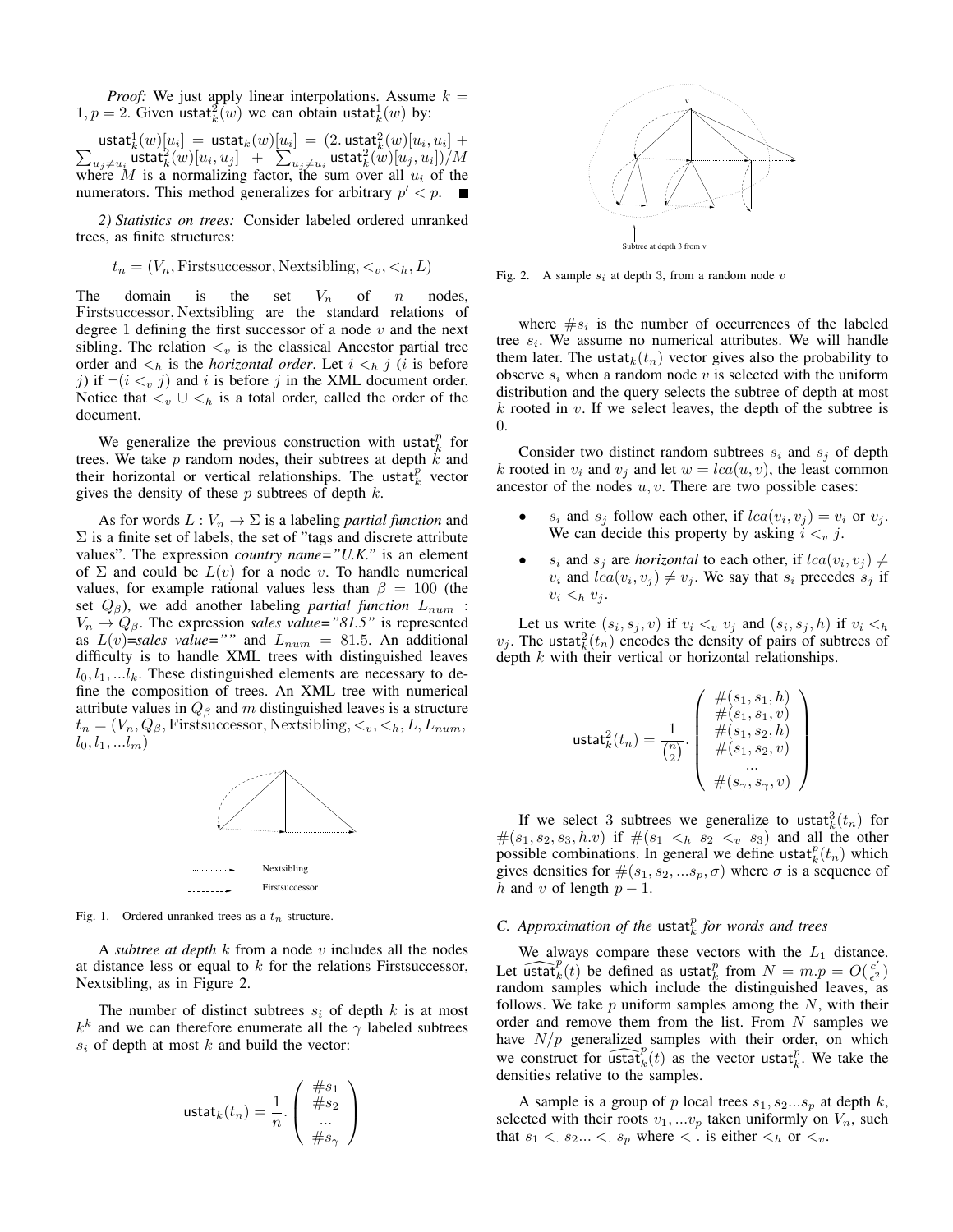*Proof:* We just apply linear interpolations. Assume $k = 1, p = 2$. Given $\mathsf{ustat}_k^2(w)$ we can obtain $\mathsf{ustat}_k^1(w)$ by:

$\mathsf{ustat}_k^1(w)[u_i] = \mathsf{ustat}_k(w)[u_i] = (2.\,\mathsf{ustat}_k^2(w)[u_i, u_i] + \sum_{u_j \neq u_i} \mathsf{ustat}_k^2(w)[u_i, u_j] + \sum_{u_j \neq u_i} \mathsf{ustat}_k^2(w)[u_j, u_i])/M$ where $M$ is a normalizing factor, the sum over all $u_i$ of the numerators. This method generalizes for arbitrary $p' < p$. ∎

*2) Statistics on trees:* Consider labeled ordered unranked trees, as finite structures:

$$t_n = (V_n, \text{Firstsuccessor}, \text{Nextsibling}, <_v, <_h, L)$$

The domain is the set $V_n$ of $n$ nodes, Firstsuccessor, Nextsibling are the standard relations of degree 1 defining the first successor of a node $v$ and the next sibling. The relation $<_v$ is the classical Ancestor partial tree order and $<_h$ is the *horizontal order*. Let $i <_h j$ ($i$ is before $j$) if $\neg(i <_v j)$ and $i$ is before $j$ in the XML document order. Notice that $<_v \cup <_h$ is a total order, called the order of the document.

We generalize the previous construction with $\mathsf{ustat}_k^p$ for trees. We take $p$ random nodes, their subtrees at depth $k$ and their horizontal or vertical relationships. The $\mathsf{ustat}_k^p$ vector gives the density of these $p$ subtrees of depth $k$.

As for words $L : V_n \rightarrow \Sigma$ is a labeling *partial function* and $\Sigma$ is a finite set of labels, the set of "tags and discrete attribute values". The expression *country name="U.K."* is an element of $\Sigma$ and could be $L(v)$ for a node $v$. To handle numerical values, for example rational values less than $\beta = 100$ (the set $Q_\beta$), we add another labeling *partial function* $L_{num} : V_n \rightarrow Q_\beta$. The expression *sales value="81.5"* is represented as $L(v)$=*sales value=""* and $L_{num} = 81.5$. An additional difficulty is to handle XML trees with distinguished leaves $l_0, l_1, ... l_k$. These distinguished elements are necessary to define the composition of trees. An XML tree with numerical attribute values in $Q_\beta$ and $m$ distinguished leaves is a structure $t_n = (V_n, Q_\beta, \text{Firstsuccessor}, \text{Nextsibling}, <_v, <_h, L, L_{num}, l_0, l_1, ... l_m)$

Nextsibling

Firstsuccessor

Fig. 1. Ordered unranked trees as a $t_n$ structure.

A *subtree at depth $k$* from a node $v$ includes all the nodes at distance less or equal to $k$ for the relations Firstsuccessor, Nextsibling, as in Figure 2.

The number of distinct subtrees $s_i$ of depth $k$ is at most $k^k$ and we can therefore enumerate all the $\gamma$ labeled subtrees $s_i$ of depth at most $k$ and build the vector:

$$\mathsf{ustat}_k(t_n) = \frac{1}{n}.\begin{pmatrix} \#s_1 \\ \#s_2 \\ ... \\ \#s_\gamma \end{pmatrix}$$

Subtree at depth 3 from v

Fig. 2. A sample $s_i$ at depth 3, from a random node $v$

where $\#s_i$ is the number of occurrences of the labeled tree $s_i$. We assume no numerical attributes. We will handle them later. The $\mathsf{ustat}_k(t_n)$ vector gives also the probability to observe $s_i$ when a random node $v$ is selected with the uniform distribution and the query selects the subtree of depth at most $k$ rooted in $v$. If we select leaves, the depth of the subtree is 0.

Consider two distinct random subtrees $s_i$ and $s_j$ of depth $k$ rooted in $v_i$ and $v_j$ and let $w = lca(u, v)$, the least common ancestor of the nodes $u, v$. There are two possible cases:

- $s_i$ and $s_j$ follow each other, if $lca(v_i, v_j) = v_i$ or $v_j$. We can decide this property by asking $i <_v j$.
- $s_i$ and $s_j$ are *horizontal* to each other, if $lca(v_i, v_j) \neq v_i$ and $lca(v_i, v_j) \neq v_j$. We say that $s_i$ precedes $s_j$ if $v_i <_h v_j$.

Let us write $(s_i, s_j, v)$ if $v_i <_v v_j$ and $(s_i, s_j, h)$ if $v_i <_h v_j$. The $\mathsf{ustat}_k^2(t_n)$ encodes the density of pairs of subtrees of depth $k$ with their vertical or horizontal relationships.

$$\mathsf{ustat}_k^2(t_n) = \frac{1}{\binom{n}{2}}.\begin{pmatrix} \#(s_1, s_1, h) \\ \#(s_1, s_1, v) \\ \#(s_1, s_2, h) \\ \#(s_1, s_2, v) \\ ... \\ \#(s_\gamma, s_\gamma, v) \end{pmatrix}$$

If we select 3 subtrees we generalize to $\mathsf{ustat}_k^3(t_n)$ for $\#(s_1, s_2, s_3, h.v)$ if $\#(s_1 <_h s_2 <_v s_3)$ and all the other possible combinations. In general we define $\mathsf{ustat}_k^p(t_n)$ which gives densities for $\#(s_1, s_2, ... s_p, \sigma)$ where $\sigma$ is a sequence of $h$ and $v$ of length $p - 1$.

### C. Approximation of the $\mathsf{ustat}_k^p$ for words and trees

We always compare these vectors with the $L_1$ distance. Let $\widehat{\mathsf{ustat}}_k^p(t)$ be defined as $\mathsf{ustat}_k^p$ from $N = m.p = O(\frac{c'}{\epsilon^2})$ random samples which include the distinguished leaves, as follows. We take $p$ uniform samples among the $N$, with their order and remove them from the list. From $N$ samples we have $N/p$ generalized samples with their order, on which we construct for $\widehat{\mathsf{ustat}}_k^p(t)$ as the vector $\mathsf{ustat}_k^p$. We take the densities relative to the samples.

A sample is a group of $p$ local trees $s_1, s_2 ... s_p$ at depth $k$, selected with their roots $v_1, ... v_p$ taken uniformly on $V_n$, such that $s_1 <_. s_2 ... <_. s_p$ where $<_.$ is either $<_h$ or $<_v$.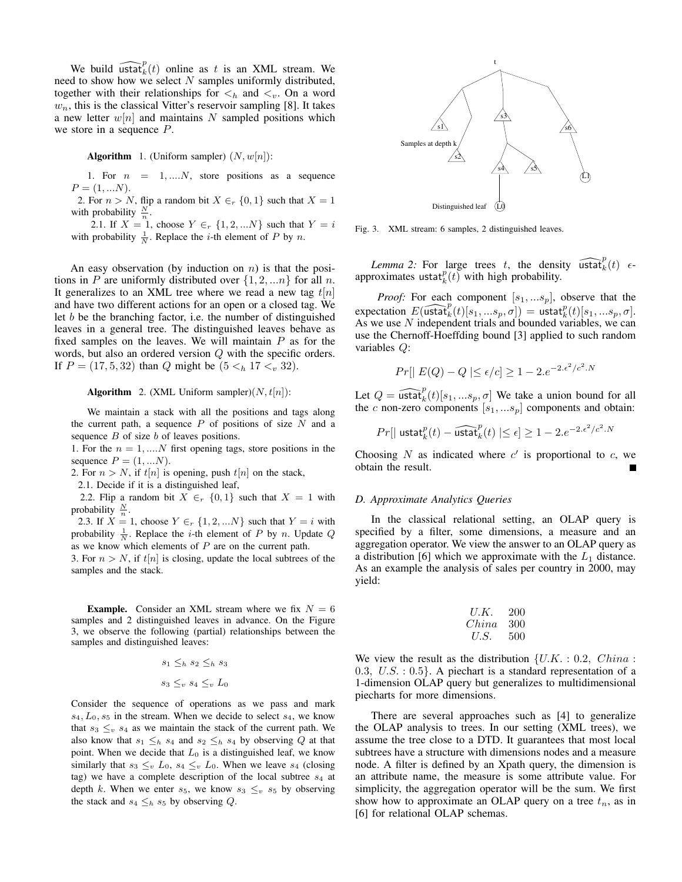We build $\widehat{\mathsf{ustat}}_k^p(t)$ online as $t$ is an XML stream. We need to show how we select $N$ samples uniformly distributed, together with their relationships for $<_h$ and $<_v$. On a word $w_n$, this is the classical Vitter's reservoir sampling [8]. It takes a new letter $w[n]$ and maintains $N$ sampled positions which we store in a sequence $P$.

**Algorithm** 1. (Uniform sampler) $(N, w[n])$:

1. For $n = 1, ....N$, store positions as a sequence $P = (1, ...N)$.
2. For $n > N$, flip a random bit $X \in_r \{0, 1\}$ such that $X = 1$ with probability $\frac{N}{n}$.
   2.1. If $X = 1$, choose $Y \in_r \{1, 2, ...N\}$ such that $Y = i$ with probability $\frac{1}{N}$. Replace the $i$-th element of $P$ by $n$.

An easy observation (by induction on $n$) is that the positions in $P$ are uniformly distributed over $\{1, 2, ...n\}$ for all $n$. It generalizes to an XML tree where we read a new tag $t[n]$ and have two different actions for an open or a closed tag. We let $b$ be the branching factor, i.e. the number of distinguished leaves in a general tree. The distinguished leaves behave as fixed samples on the leaves. We will maintain $P$ as for the words, but also an ordered version $Q$ with the specific orders. If $P = (17, 5, 32)$ than $Q$ might be $(5 <_h 17 <_v 32)$.

**Algorithm** 2. (XML Uniform sampler)$(N, t[n])$:

We maintain a stack with all the positions and tags along the current path, a sequence $P$ of positions of size $N$ and a sequence $B$ of size $b$ of leaves positions.

1. For the $n = 1, ....N$ first opening tags, store positions in the sequence $P = (1, ...N)$.
2. For $n > N$, if $t[n]$ is opening, push $t[n]$ on the stack,
   2.1. Decide if it is a distinguished leaf,
   2.2. Flip a random bit $X \in_r \{0, 1\}$ such that $X = 1$ with probability $\frac{N}{n}$.
   2.3. If $X = 1$, choose $Y \in_r \{1, 2, ...N\}$ such that $Y = i$ with probability $\frac{1}{N}$. Replace the $i$-th element of $P$ by $n$. Update $Q$ as we know which elements of $P$ are on the current path.
3. For $n > N$, if $t[n]$ is closing, update the local subtrees of the samples and the stack.

**Example.** Consider an XML stream where we fix $N = 6$ samples and 2 distinguished leaves in advance. On the Figure 3, we observe the following (partial) relationships between the samples and distinguished leaves:

$$s_1 \leq_h s_2 \leq_h s_3$$

$$s_3 \leq_v s_4 \leq_v L_0$$

Consider the sequence of operations as we pass and mark $s_4, L_0, s_5$ in the stream. When we decide to select $s_4$, we know that $s_3 \leq_v s_4$ as we maintain the stack of the current path. We also know that $s_1 \leq_h s_4$ and $s_2 \leq_h s_4$ by observing $Q$ at that point. When we decide that $L_0$ is a distinguished leaf, we know similarly that $s_3 \leq_v L_0$, $s_4 \leq_v L_0$. When we leave $s_4$ (closing tag) we have a complete description of the local subtree $s_4$ at depth $k$. When we enter $s_5$, we know $s_3 \leq_v s_5$ by observing the stack and $s_4 \leq_h s_5$ by observing $Q$.

Fig. 3. XML stream: 6 samples, 2 distinguished leaves.

*Lemma 2:* For large trees $t$, the density $\widehat{\mathsf{ustat}}_k^p(t)$ $\epsilon$-approximates $\mathsf{ustat}_k^p(t)$ with high probability.

*Proof:* For each component $[s_1, ...s_p]$, observe that the expectation $E(\widehat{\mathsf{ustat}}_k^p(t)[s_1, ...s_p, \sigma]) = \mathsf{ustat}_k^p(t)[s_1, ...s_p, \sigma]$. As we use $N$ independent trials and bounded variables, we can use the Chernoff-Hoeffding bound [3] applied to such random variables $Q$:

$$Pr[\mid E(Q) - Q \mid \leq \epsilon/c] \geq 1 - 2.e^{-2.\epsilon^2/c^2.N}$$

Let $Q = \widehat{\mathsf{ustat}}_k^p(t)[s_1, ...s_p, \sigma]$ We take a union bound for all the $c$ non-zero components $[s_1, ...s_p]$ components and obtain:

$$Pr[\mid \mathsf{ustat}_k^p(t) - \widehat{\mathsf{ustat}}_k^p(t) \mid \leq \epsilon] \geq 1 - 2.e^{-2.\epsilon^2/c^2.N}$$

Choosing $N$ as indicated where $c'$ is proportional to $c$, we obtain the result. ∎

### D. Approximate Analytics Queries

In the classical relational setting, an OLAP query is specified by a filter, some dimensions, a measure and an aggregation operator. We view the answer to an OLAP query as a distribution [6] which we approximate with the $L_1$ distance. As an example the analysis of sales per country in 2000, may yield:

| | |
|---|---|
| $U.K.$ | 200 |
| $China$ | 300 |
| $U.S.$ | 500 |

We view the result as the distribution $\{U.K. : 0.2,\ China : 0.3,\ U.S. : 0.5\}$. A piechart is a standard representation of a 1-dimension OLAP query but generalizes to multidimensional piecharts for more dimensions.

There are several approaches such as [4] to generalize the OLAP analysis to trees. In our setting (XML trees), we assume the tree close to a DTD. It guarantees that most local subtrees have a structure with dimensions nodes and a measure node. A filter is defined by an Xpath query, the dimension is an attribute name, the measure is some attribute value. For simplicity, the aggregation operator will be the sum. We first show how to approximate an OLAP query on a tree $t_n$, as in [6] for relational OLAP schemas.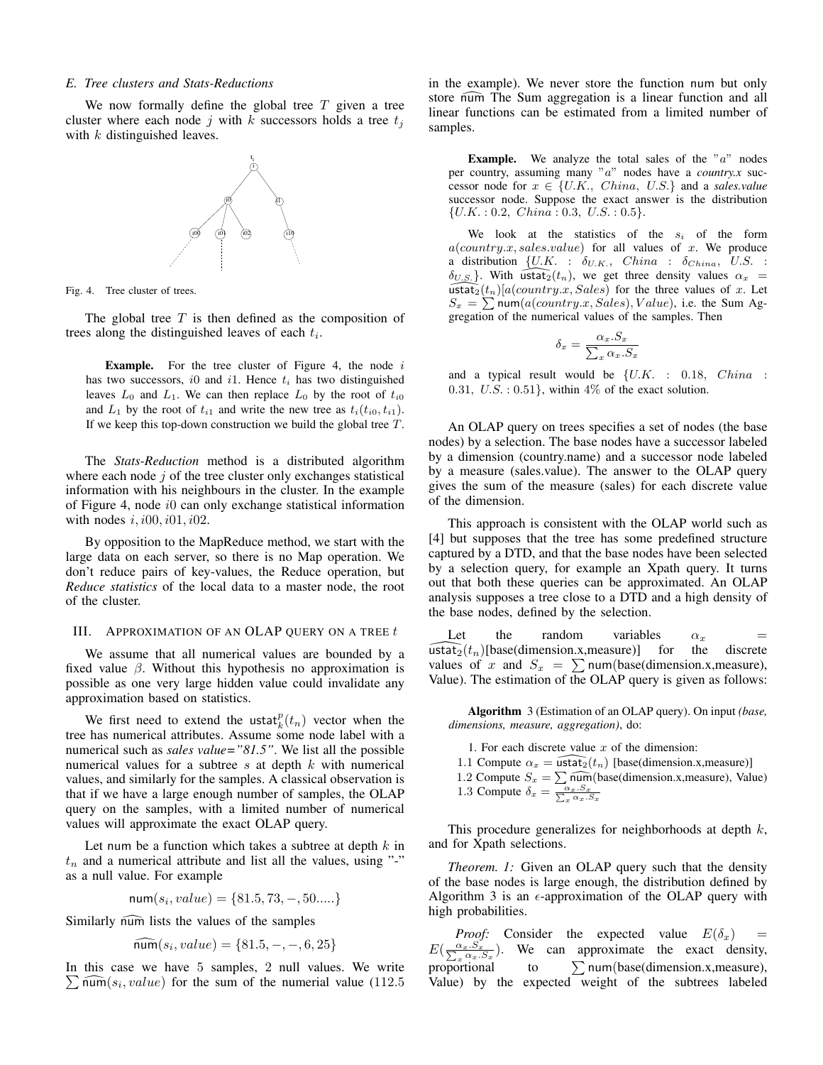### E. Tree clusters and Stats-Reductions

We now formally define the global tree $T$ given a tree cluster where each node $j$ with $k$ successors holds a tree $t_j$ with $k$ distinguished leaves.

Fig. 4. Tree cluster of trees.

The global tree $T$ is then defined as the composition of trees along the distinguished leaves of each $t_i$.

> **Example.** For the tree cluster of Figure 4, the node $i$ has two successors, $i0$ and $i1$. Hence $t_i$ has two distinguished leaves $L_0$ and $L_1$. We can then replace $L_0$ by the root of $t_{i0}$ and $L_1$ by the root of $t_{i1}$ and write the new tree as $t_i(t_{i0}, t_{i1})$. If we keep this top-down construction we build the global tree $T$.

The *Stats-Reduction* method is a distributed algorithm where each node $j$ of the tree cluster only exchanges statistical information with his neighbours in the cluster. In the example of Figure 4, node $i0$ can only exchange statistical information with nodes $i, i00, i01, i02$.

By opposition to the MapReduce method, we start with the large data on each server, so there is no Map operation. We don't reduce pairs of key-values, the Reduce operation, but *Reduce statistics* of the local data to a master node, the root of the cluster.

## III. Approximation of an OLAP query on a tree $t$

We assume that all numerical values are bounded by a fixed value $\beta$. Without this hypothesis no approximation is possible as one very large hidden value could invalidate any approximation based on statistics.

We first need to extend the $\mathsf{ustat}_k^p(t_n)$ vector when the tree has numerical attributes. Assume some node label with a numerical such as *sales value="81.5"*. We list all the possible numerical values for a subtree $s$ at depth $k$ with numerical values, and similarly for the samples. A classical observation is that if we have a large enough number of samples, the OLAP query on the samples, with a limited number of numerical values will approximate the exact OLAP query.

Let num be a function which takes a subtree at depth $k$ in $t_n$ and a numerical attribute and list all the values, using "-" as a null value. For example

$$\mathsf{num}(s_i, value) = \{81.5, 73, -, 50.....\}$$

Similarly $\widehat{\mathsf{num}}$ lists the values of the samples

$$\widehat{\mathsf{num}}(s_i, value) = \{81.5, -, -, 6, 25\}$$

In this case we have 5 samples, 2 null values. We write $\sum \widehat{\mathsf{num}}(s_i, value)$ for the sum of the numerial value (112.5 in the example). We never store the function num but only store $\widehat{\mathsf{num}}$ The Sum aggregation is a linear function and all linear functions can be estimated from a limited number of samples.

> **Example.** We analyze the total sales of the "$a$" nodes per country, assuming many "$a$" nodes have a *country.x* successor node for $x \in \{U.K.,\ China,\ U.S.\}$ and a *sales.value* successor node. Suppose the exact answer is the distribution $\{U.K. : 0.2,\ China : 0.3,\ U.S. : 0.5\}$.
>
> We look at the statistics of the $s_i$ of the form $a(country.x, sales.value)$ for all values of $x$. We produce a distribution $\{U.K. : \delta_{U.K.},\ China : \delta_{China},\ U.S. : \delta_{U.S.}\}$. With $\widehat{\mathsf{ustat}_2}(t_n)$, we get three density values $\alpha_x = \widehat{\mathsf{ustat}_2}(t_n)[a(country.x, Sales)$ for the three values of $x$. Let $S_x = \sum \mathsf{num}(a(country.x, Sales), Value)$, i.e. the Sum Aggregation of the numerical values of the samples. Then
>
> $$\delta_x = \frac{\alpha_x.S_x}{\sum_x \alpha_x.S_x}$$
>
> and a typical result would be $\{U.K. : 0.18,\ China : 0.31,\ U.S. : 0.51\}$, within 4% of the exact solution.

An OLAP query on trees specifies a set of nodes (the base nodes) by a selection. The base nodes have a successor labeled by a dimension (country.name) and a successor node labeled by a measure (sales.value). The answer to the OLAP query gives the sum of the measure (sales) for each discrete value of the dimension.

This approach is consistent with the OLAP world such as [4] but supposes that the tree has some predefined structure captured by a DTD, and that the base nodes have been selected by a selection query, for example an Xpath query. It turns out that both these queries can be approximated. An OLAP analysis supposes a tree close to a DTD and a high density of the base nodes, defined by the selection.

Let the random variables $\alpha_x = \widehat{\mathsf{ustat}_2}(t_n)$[base(dimension.x,measure)] for the discrete values of $x$ and $S_x = \sum \mathsf{num}$(base(dimension.x,measure), Value). The estimation of the OLAP query is given as follows:

> **Algorithm** 3 (Estimation of an OLAP query). On input *(base, dimensions, measure, aggregation)*, do:
>
> 1. For each discrete value $x$ of the dimension:
>
> 1.1 Compute $\alpha_x = \widehat{\mathsf{ustat}_2}(t_n)$ [base(dimension.x,measure)]
>
> 1.2 Compute $S_x = \sum \widehat{\mathsf{num}}$(base(dimension.x,measure), Value)
>
> 1.3 Compute $\delta_x = \frac{\alpha_x.S_x}{\sum_x \alpha_x.S_x}$

This procedure generalizes for neighborhoods at depth $k$, and for Xpath selections.

*Theorem. 1:* Given an OLAP query such that the density of the base nodes is large enough, the distribution defined by Algorithm 3 is an $\epsilon$-approximation of the OLAP query with high probabilities.

*Proof:* Consider the expected value $E(\delta_x) = E(\frac{\alpha_x.S_x}{\sum_x \alpha_x.S_x})$. We can approximate the exact density, proportional to $\sum \mathsf{num}$(base(dimension.x,measure), Value) by the expected weight of the subtrees labeled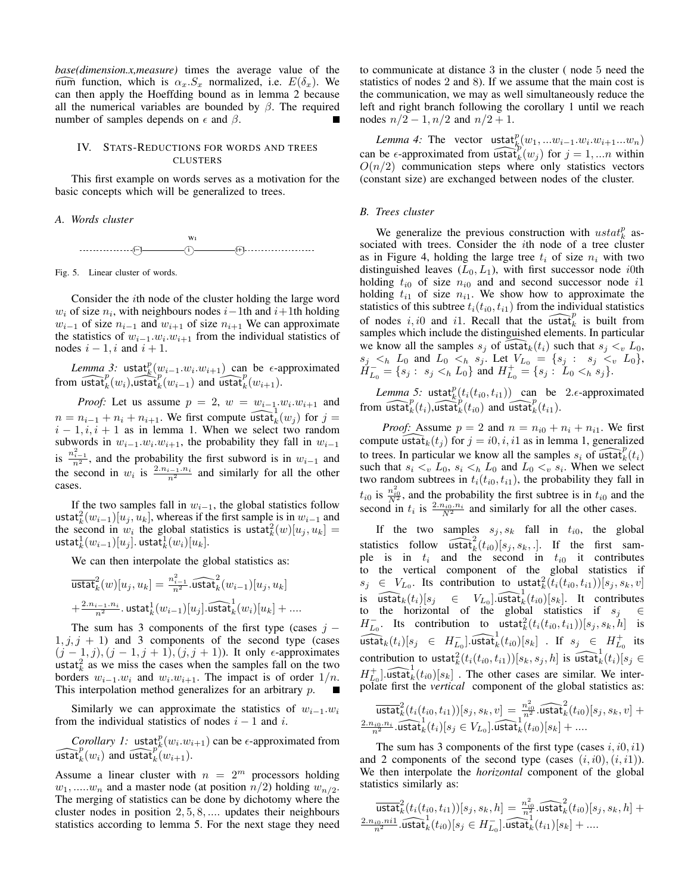*base(dimension.x,measure)* times the average value of the $\widehat{\text{num}}$ function, which is $\alpha_x.S_x$ normalized, i.e. $E(\delta_x)$. We can then apply the Hoeffding bound as in lemma 2 because all the numerical variables are bounded by $\beta$. The required number of samples depends on $\epsilon$ and $\beta$. ∎

## IV. Stats-Reductions for words and trees clusters

This first example on words serves as a motivation for the basic concepts which will be generalized to trees.

### A. Words cluster

Fig. 5. Linear cluster of words.

Consider the $i$th node of the cluster holding the large word $w_i$ of size $n_i$, with neighbours nodes $i-1$th and $i+1$th holding $w_{i-1}$ of size $n_{i-1}$ and $w_{i+1}$ of size $n_{i+1}$ We can approximate the statistics of $w_{i-1}.w_i.w_{i+1}$ from the individual statistics of nodes $i-1, i$ and $i+1$.

*Lemma 3:* $\mathsf{ustat}_k^p(w_{i-1}.w_i.w_{i+1})$ can be $\epsilon$-approximated from $\widehat{\mathsf{ustat}}_k^p(w_i)$,$\widehat{\mathsf{ustat}}_k^p(w_{i-1})$ and $\widehat{\mathsf{ustat}}_k^p(w_{i+1})$.

*Proof:* Let us assume $p=2$, $w=w_{i-1}.w_i.w_{i+1}$ and $n=n_{i-1}+n_i+n_{i+1}$. We first compute $\widehat{\mathsf{ustat}}_k^1(w_j)$ for $j=i-1,i,i+1$ as in lemma 1. When we select two random subwords in $w_{i-1}.w_i.w_{i+1}$, the probability they fall in $w_{i-1}$ is $\frac{n_{i-1}^2}{n^2}$, and the probability the first subword is in $w_{i-1}$ and the second in $w_i$ is $\frac{2.n_{i-1}.n_i}{n^2}$ and similarly for all the other cases.

If the two samples fall in $w_{i-1}$, the global statistics follow $\mathsf{ustat}_k^2(w_{i-1})[u_j,u_k]$, whereas if the first sample is in $w_{i-1}$ and the second in $w_i$ the global statistics is $\mathsf{ustat}_k^2(w)[u_j,u_k] = \mathsf{ustat}_k^1(w_{i-1})[u_j].\ \mathsf{ustat}_k^1(w_i)[u_k]$.

We can then interpolate the global statistics as:

$$\overline{\mathsf{ustat}}_k^2(w)[u_j,u_k] = \frac{n_{i-1}^2}{n^2}.\widehat{\mathsf{ustat}}_k^2(w_{i-1})[u_j,u_k]$$
$$+\frac{2.n_{i-1}.n_i}{n^2}.\ \mathsf{ustat}_k^1(w_{i-1})[u_j].\widehat{\mathsf{ustat}}_k^1(w_i)[u_k] + ....$$

The sum has 3 components of the first type (cases $j-1, j, j+1$) and 3 components of the second type (cases $(j-1,j),(j-1,j+1),(j,j+1)$). It only $\epsilon$-approximates $\mathsf{ustat}_k^2$ as we miss the cases when the samples fall on the two borders $w_{i-1}.w_i$ and $w_i.w_{i+1}$. The impact is of order $1/n$. This interpolation method generalizes for an arbitrary $p$. ∎

Similarly we can approximate the statistics of $w_{i-1}.w_i$ from the individual statistics of nodes $i-1$ and $i$.

*Corollary 1:* $\mathsf{ustat}_k^p(w_i.w_{i+1})$ can be $\epsilon$-approximated from $\widehat{\mathsf{ustat}}_k^p(w_i)$ and $\widehat{\mathsf{ustat}}_k^p(w_{i+1})$.

Assume a linear cluster with $n=2^m$ processors holding $w_1, .....w_n$ and a master node (at position $n/2$) holding $w_{n/2}$. The merging of statistics can be done by dichotomy where the cluster nodes in position $2,5,8,....$ updates their neighbours statistics according to lemma 5. For the next stage they need to communicate at distance 3 in the cluster ( node 5 need the statistics of nodes 2 and 8). If we assume that the main cost is the communication, we may as well simultaneously reduce the left and right branch following the corollary 1 until we reach nodes $n/2-1, n/2$ and $n/2+1$.

*Lemma 4:* The vector $\mathsf{ustat}_k^p(w_1,...w_{i-1}.w_i.w_{i+1}...w_n)$ can be $\epsilon$-approximated from $\widehat{\mathsf{ustat}}_k^p(w_j)$ for $j=1,...n$ within $O(n/2)$ communication steps where only statistics vectors (constant size) are exchanged between nodes of the cluster.

### B. Trees cluster

We generalize the previous construction with $ustat_k^p$ associated with trees. Consider the $i$th node of a tree cluster as in Figure 4, holding the large tree $t_i$ of size $n_i$ with two distinguished leaves $(L_0, L_1)$, with first successor node $i0$th holding $t_{i0}$ of size $n_{i0}$ and second successor node $i1$ holding $t_{i1}$ of size $n_{i1}$. We show how to approximate the statistics of this subtree $t_i(t_{i0},t_{i1})$ from the individual statistics of nodes $i, i0$ and $i1$. Recall that the $\widehat{\mathsf{ustat}}_k^p$ is built from samples which include the distinguished elements. In particular we know all the samples $s_j$ of $\widehat{\mathsf{ustat}}_k(t_i)$ such that $s_j <_v L_0$, $s_j <_h L_0$ and $L_0 <_h s_j$. Let $V_{L_0} = \{s_j :\ s_j <_v L_0\}$, $H_{L_0}^- = \{s_j :\ s_j <_h L_0\}$ and $H_{L_0}^+ = \{s_j :\ L_0 <_h s_j\}$.

*Lemma 5:* $\mathsf{ustat}_k^p(t_i(t_{i0},t_{i1}))$ can be $2.\epsilon$-approximated from $\widehat{\mathsf{ustat}}_k^p(t_i)$,$\widehat{\mathsf{ustat}}_k^p(t_{i0})$ and $\widehat{\mathsf{ustat}}_k^p(t_{i1})$.

*Proof:* Assume $p=2$ and $n=n_{i0}+n_i+n_{i1}$. We first compute $\widehat{\mathsf{ustat}}_k(t_j)$ for $j=i0,i,i1$ as in lemma 1, generalized to trees. In particular we know all the samples $s_i$ of $\widehat{\mathsf{ustat}}_k^p(t_i)$ such that $s_i <_v L_0$, $s_i <_h L_0$ and $L_0 <_v s_i$. When we select two random subtrees in $t_i(t_{i0},t_{i1})$, the probability they fall in $t_{i0}$ is $\frac{n_{i0}^2}{N^2}$, and the probability the first subtree is in $t_{i0}$ and the second in $t_i$ is $\frac{2.n_{i0}.n_i}{N^2}$ and similarly for all the other cases.

If the two samples $s_j, s_k$ fall in $t_{i0}$, the global statistics follow $\widehat{\mathsf{ustat}}_k^2(t_{i0})[s_j,s_k,.]$. If the first sample is in $t_i$ and the second in $t_{i0}$ it contributes to the vertical component of the global statistics if $s_j \in V_{L_0}$. Its contribution to $\mathsf{ustat}_k^2(t_i(t_{i0},t_{i1}))[s_j,s_k,v]$ is $\widehat{\mathsf{ustat}}_k(t_i)[s_j \in V_{L_0}].\widehat{\mathsf{ustat}}_k^1(t_{i0})[s_k]$. It contributes to the horizontal of the global statistics if $s_j \in H_{L_0}^-$. Its contribution to $\mathsf{ustat}_k^2(t_i(t_{i0},t_{i1}))[s_j,s_k,h]$ is $\widehat{\mathsf{ustat}}_k(t_i)[s_j \in H_{L_0}^-].\widehat{\mathsf{ustat}}_k^1(t_{i0})[s_k]$ . If $s_j \in H_{L_0}^+$ its contribution to $\mathsf{ustat}_k^2(t_i(t_{i0},t_{i1}))[s_k,s_j,h]$ is $\widehat{\mathsf{ustat}}_k^1(t_i)[s_j \in H_{L_0}^+].\widehat{\mathsf{ustat}}_k^1(t_{i0})[s_k]$ . The other cases are similar. We interpolate first the *vertical* component of the global statistics as:

$$\overline{\mathsf{ustat}}_k^2(t_i(t_{i0},t_{i1}))[s_j,s_k,v] = \frac{n_{i0}^2}{n^2}.\widehat{\mathsf{ustat}}_k^2(t_{i0})[s_j,s_k,v] + \frac{2.n_{i0}.n_i}{n^2}.\widehat{\mathsf{ustat}}_k^1(t_i)[s_j \in V_{L_0}].\widehat{\mathsf{ustat}}_k^1(t_{i0})[s_k] + ....$$

The sum has 3 components of the first type (cases $i, i0, i1$) and 2 components of the second type (cases $(i,i0),(i,i1)$). We then interpolate the *horizontal* component of the global statistics similarly as:

$$\overline{\mathsf{ustat}}_k^2(t_i(t_{i0},t_{i1}))[s_j,s_k,h] = \frac{n_{i0}^2}{n^2}.\widehat{\mathsf{ustat}}_k^2(t_{i0})[s_j,s_k,h] + \frac{2.n_{i0}.ni1}{n^2}.\widehat{\mathsf{ustat}}_k^1(t_{i0})[s_j \in H_{L_0}^-].\widehat{\mathsf{ustat}}_k^1(t_{i1})[s_k] + ....$$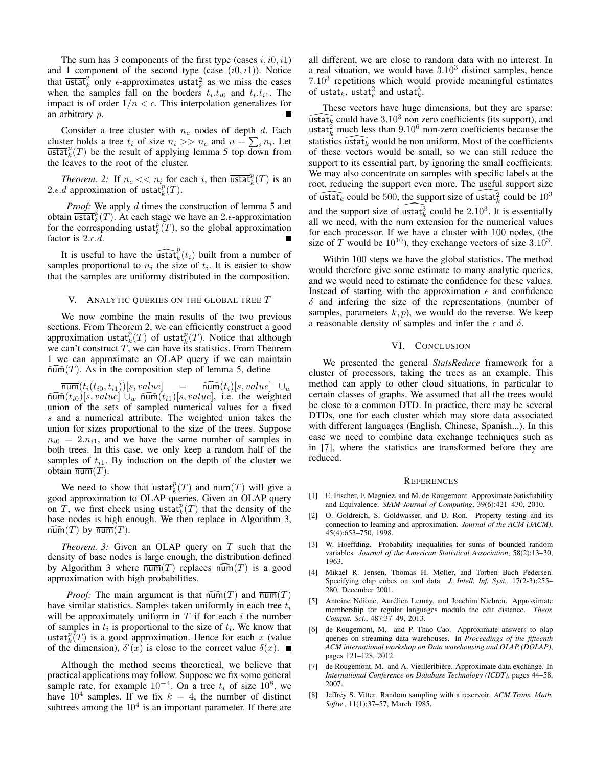The sum has 3 components of the first type (cases $i, i0, i1$) and 1 component of the second type (case $(i0, i1)$). Notice that $\overline{\mathsf{ustat}}_k^2$ only $\epsilon$-approximates $\mathsf{ustat}_k^2$ as we miss the cases when the samples fall on the borders $t_i.t_{i0}$ and $t_i.t_{i1}$. The impact is of order $1/n < \epsilon$. This interpolation generalizes for an arbitrary $p$. ■

Consider a tree cluster with $n_c$ nodes of depth $d$. Each cluster holds a tree $t_i$ of size $n_i >> n_c$ and $n = \sum_i n_i$. Let $\overline{\mathsf{ustat}}_k^p(T)$ be the result of applying lemma 5 top down from the leaves to the root of the cluster.

*Theorem. 2:* If $n_c << n_i$ for each $i$, then $\overline{\mathsf{ustat}}_k^p(T)$ is an $2.\epsilon.d$ approximation of $\mathsf{ustat}_k^p(T)$.

*Proof:* We apply $d$ times the construction of lemma 5 and obtain $\overline{\mathsf{ustat}}_k^p(T)$. At each stage we have an $2.\epsilon$-approximation for the corresponding $\mathsf{ustat}_k^p(T)$, so the global approximation factor is $2.\epsilon.d$. ■

It is useful to have the $\widehat{\mathsf{ustat}}_k^p(t_i)$ built from a number of samples proportional to $n_i$ the size of $t_i$. It is easier to show that the samples are uniformy distributed in the composition.

## V. Analytic queries on the global tree $T$

We now combine the main results of the two previous sections. From Theorem 2, we can efficiently construct a good approximation $\overline{\mathsf{ustat}}_k^p(T)$ of $\mathsf{ustat}_k^p(T)$. Notice that although we can't construct $T$, we can have its statistics. From Theorem 1 we can approximate an OLAP query if we can maintain $\widehat{\mathsf{num}}(T)$. As in the composition step of lemma 5, define

$\overline{\mathsf{num}}(t_i(t_{i0}, t_{i1}))[s, value] = \widehat{\mathsf{num}}(t_i)[s, value] \cup_w \widehat{\mathsf{num}}(t_{i0})[s, value] \cup_w \widehat{\mathsf{num}}(t_{i1})[s, value]$, i.e. the weighted union of the sets of sampled numerical values for a fixed $s$ and a numerical attribute. The weighted union takes the union for sizes proportional to the size of the trees. Suppose $n_{i0} = 2.n_{i1}$, and we have the same number of samples in both trees. In this case, we only keep a random half of the samples of $t_{i1}$. By induction on the depth of the cluster we obtain $\overline{\mathsf{num}}(T)$.

We need to show that $\overline{\mathsf{ustat}}_k^p(T)$ and $\overline{\mathsf{num}}(T)$ will give a good approximation to OLAP queries. Given an OLAP query on $T$, we first check using $\overline{\mathsf{ustat}}_k^p(T)$ that the density of the base nodes is high enough. We then replace in Algorithm 3, $\widehat{\mathsf{num}}(T)$ by $\overline{\mathsf{num}}(T)$.

*Theorem. 3:* Given an OLAP query on $T$ such that the density of base nodes is large enough, the distribution defined by Algorithm 3 where $\overline{\mathsf{num}}(T)$ replaces $\widehat{\mathsf{num}}(T)$ is a good approximation with high probabilities.

*Proof:* The main argument is that $\widehat{\mathsf{num}}(T)$ and $\overline{\mathsf{num}}(T)$ have similar statistics. Samples taken uniformly in each tree $t_i$ will be approximately uniform in $T$ if for each $i$ the number of samples in $t_i$ is proportional to the size of $t_i$. We know that $\overline{\mathsf{ustat}}_k^p(T)$ is a good approximation. Hence for each $x$ (value of the dimension), $\delta'(x)$ is close to the correct value $\delta(x)$. ■

Although the method seems theoretical, we believe that practical applications may follow. Suppose we fix some general sample rate, for example $10^{-4}$. On a tree $t_i$ of size $10^8$, we have $10^4$ samples. If we fix $k = 4$, the number of distinct subtrees among the $10^4$ is an important parameter. If there are all different, we are close to random data with no interest. In a real situation, we would have $3.10^3$ distinct samples, hence $7.10^3$ repetitions which would provide meaningful estimates of $\mathsf{ustat}_k$, $\mathsf{ustat}_k^2$ and $\mathsf{ustat}_k^3$.

These vectors have huge dimensions, but they are sparse: $\widehat{\mathsf{ustat}}_k$ could have $3.10^3$ non zero coefficients (its support), and $\mathsf{ustat}_k^2$ much less than $9.10^6$ non-zero coefficients because the statistics $\widehat{\mathsf{ustat}}_k$ would be non uniform. Most of the coefficients of these vectors would be small, so we can still reduce the support to its essential part, by ignoring the small coefficients. We may also concentrate on samples with specific labels at the root, reducing the support even more. The useful support size of $\widehat{\mathsf{ustat}}_k$ could be 500, the support size of $\widehat{\mathsf{ustat}}_k^2$ could be $10^3$ and the support size of $\widehat{\mathsf{ustat}}_k^3$ could be $2.10^3$. It is essentially all we need, with the num extension for the numerical values for each processor. If we have a cluster with 100 nodes, (the size of $T$ would be $10^{10}$), they exchange vectors of size $3.10^3$.

Within 100 steps we have the global statistics. The method would therefore give some estimate to many analytic queries, and we would need to estimate the confidence for these values. Instead of starting with the approximation $\epsilon$ and confidence $\delta$ and infering the size of the representations (number of samples, parameters $k, p$), we would do the reverse. We keep a reasonable density of samples and infer the $\epsilon$ and $\delta$.

## VI. Conclusion

We presented the general *StatsReduce* framework for a cluster of processors, taking the trees as an example. This method can apply to other cloud situations, in particular to certain classes of graphs. We assumed that all the trees would be close to a common DTD. In practice, there may be several DTDs, one for each cluster which may store data associated with different languages (English, Chinese, Spanish...). In this case we need to combine data exchange techniques such as in [7], where the statistics are transformed before they are reduced.

## References

[1] E. Fischer, F. Magniez, and M. de Rougemont. Approximate Satisfiability and Equivalence. *SIAM Journal of Computing*, 39(6):421–430, 2010.

[2] O. Goldreich, S. Goldwasser, and D. Ron. Property testing and its connection to learning and approximation. *Journal of the ACM (JACM)*, 45(4):653–750, 1998.

[3] W. Hoeffding. Probability inequalities for sums of bounded random variables. *Journal of the American Statistical Association*, 58(2):13–30, 1963.

[4] Mikael R. Jensen, Thomas H. Møller, and Torben Bach Pedersen. Specifying olap cubes on xml data. *J. Intell. Inf. Syst.*, 17(2-3):255–280, December 2001.

[5] Antoine Ndione, Aurélien Lemay, and Joachim Niehren. Approximate membership for regular languages modulo the edit distance. *Theor. Comput. Sci.*, 487:37–49, 2013.

[6] de Rougemont, M. and P. Thao Cao. Approximate answers to olap queries on streaming data warehouses. In *Proceedings of the fifteenth ACM international workshop on Data warehousing and OLAP (DOLAP)*, pages 121–128, 2012.

[7] de Rougemont, M. and A. Vieilleribière. Approximate data exchange. In *International Conference on Database Technology (ICDT)*, pages 44–58, 2007.

[8] Jeffrey S. Vitter. Random sampling with a reservoir. *ACM Trans. Math. Softw.*, 11(1):37–57, March 1985.